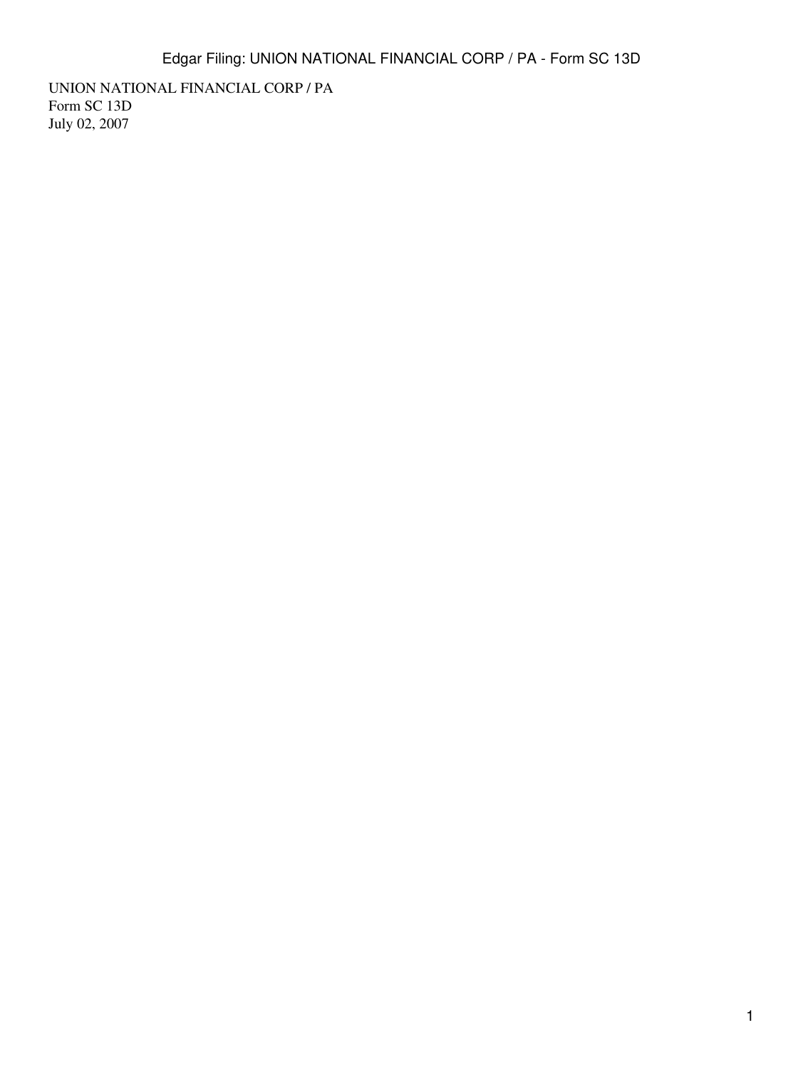UNION NATIONAL FINANCIAL CORP / PA
Form SC 13D
July 02, 2007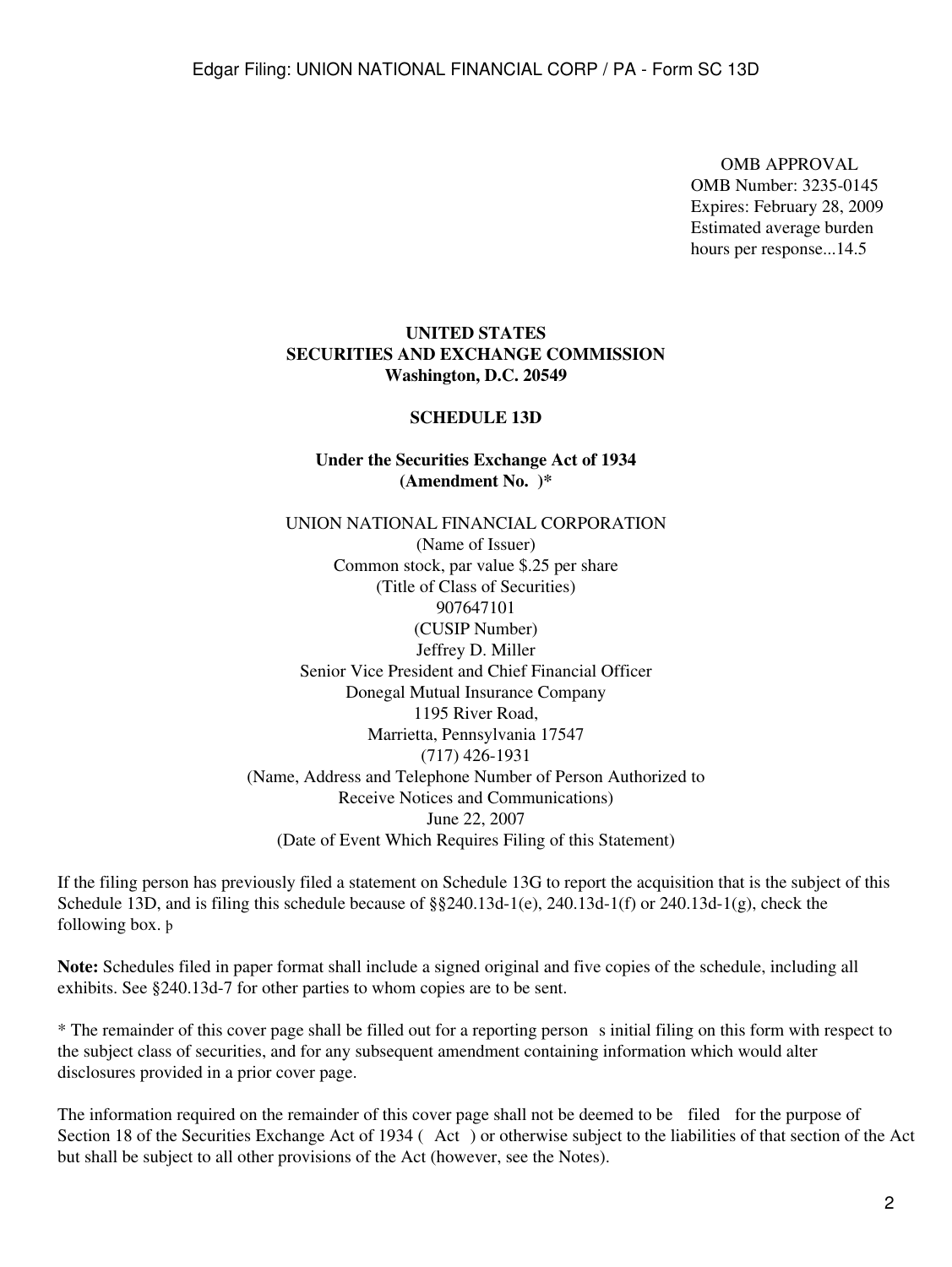OMB APPROVAL
OMB Number: 3235-0145
Expires: February 28, 2009
Estimated average burden
hours per response...14.5

**UNITED STATES**
**SECURITIES AND EXCHANGE COMMISSION**
**Washington, D.C. 20549**

**SCHEDULE 13D**

**Under the Securities Exchange Act of 1934**
**(Amendment No. )***

UNION NATIONAL FINANCIAL CORPORATION
(Name of Issuer)
Common stock, par value $.25 per share
(Title of Class of Securities)
907647101
(CUSIP Number)
Jeffrey D. Miller
Senior Vice President and Chief Financial Officer
Donegal Mutual Insurance Company
1195 River Road,
Marrietta, Pennsylvania 17547
(717) 426-1931
(Name, Address and Telephone Number of Person Authorized to
Receive Notices and Communications)
June 22, 2007
(Date of Event Which Requires Filing of this Statement)

If the filing person has previously filed a statement on Schedule 13G to report the acquisition that is the subject of this Schedule 13D, and is filing this schedule because of §§240.13d-1(e), 240.13d-1(f) or 240.13d-1(g), check the following box. þ

**Note:** Schedules filed in paper format shall include a signed original and five copies of the schedule, including all exhibits. See §240.13d-7 for other parties to whom copies are to be sent.

* The remainder of this cover page shall be filled out for a reporting person s initial filing on this form with respect to the subject class of securities, and for any subsequent amendment containing information which would alter disclosures provided in a prior cover page.

The information required on the remainder of this cover page shall not be deemed to be filed for the purpose of Section 18 of the Securities Exchange Act of 1934 ( Act ) or otherwise subject to the liabilities of that section of the Act but shall be subject to all other provisions of the Act (however, see the Notes).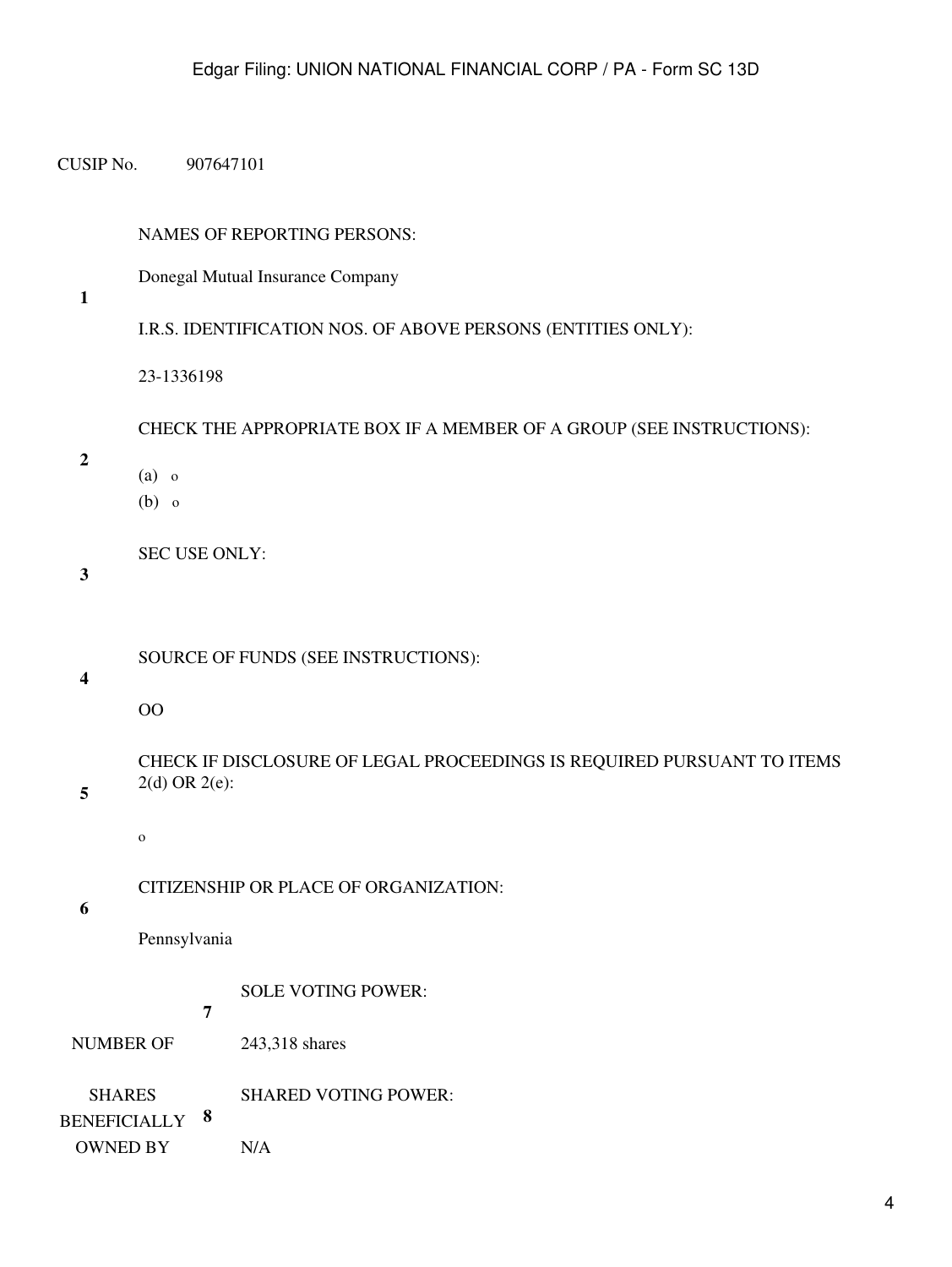CUSIP No. 907647101

| | | |
|---|---|---|
| 1 | NAMES OF REPORTING PERSONS:<br><br>Donegal Mutual Insurance Company<br><br>I.R.S. IDENTIFICATION NOS. OF ABOVE PERSONS (ENTITIES ONLY):<br><br>23-1336198 | |
| 2 | CHECK THE APPROPRIATE BOX IF A MEMBER OF A GROUP (SEE INSTRUCTIONS):<br><br>(a) o<br>(b) o | |
| 3 | SEC USE ONLY: | |
| 4 | SOURCE OF FUNDS (SEE INSTRUCTIONS):<br><br>OO | |
| 5 | CHECK IF DISCLOSURE OF LEGAL PROCEEDINGS IS REQUIRED PURSUANT TO ITEMS 2(d) OR 2(e):<br><br>o | |
| 6 | CITIZENSHIP OR PLACE OF ORGANIZATION:<br><br>Pennsylvania | |

| | | |
|---|---|---|
| NUMBER OF SHARES BENEFICIALLY OWNED BY | 7 | SOLE VOTING POWER:<br><br>243,318 shares |
| | 8 | SHARED VOTING POWER:<br><br>N/A |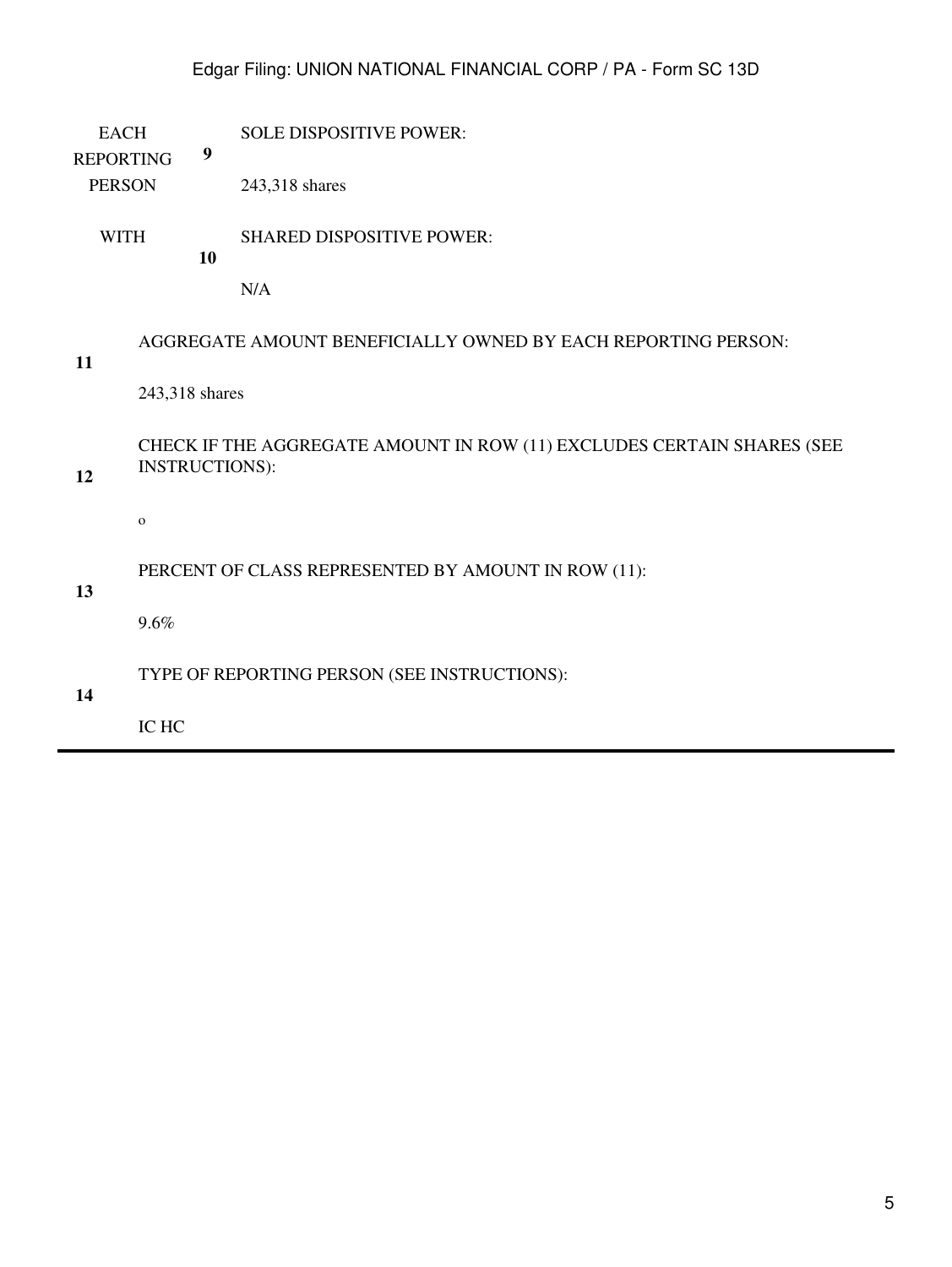| | | |
|---|---|---|
| EACH REPORTING PERSON WITH | 9 | SOLE DISPOSITIVE POWER:<br><br>243,318 shares |
| | 10 | SHARED DISPOSITIVE POWER:<br><br>N/A |
| 11 | AGGREGATE AMOUNT BENEFICIALLY OWNED BY EACH REPORTING PERSON:<br><br>243,318 shares | |
| 12 | CHECK IF THE AGGREGATE AMOUNT IN ROW (11) EXCLUDES CERTAIN SHARES (SEE INSTRUCTIONS):<br><br>o | |
| 13 | PERCENT OF CLASS REPRESENTED BY AMOUNT IN ROW (11):<br><br>9.6% | |
| 14 | TYPE OF REPORTING PERSON (SEE INSTRUCTIONS):<br><br>IC HC | |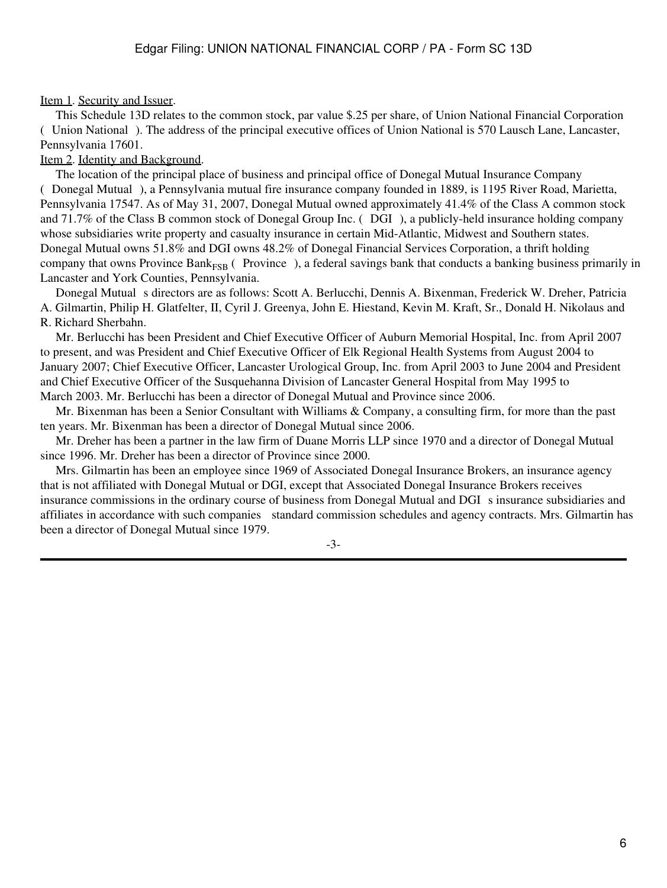Item 1. Security and Issuer.

This Schedule 13D relates to the common stock, par value $.25 per share, of Union National Financial Corporation ( Union National ). The address of the principal executive offices of Union National is 570 Lausch Lane, Lancaster, Pennsylvania 17601.

Item 2. Identity and Background.

The location of the principal place of business and principal office of Donegal Mutual Insurance Company ( Donegal Mutual ), a Pennsylvania mutual fire insurance company founded in 1889, is 1195 River Road, Marietta, Pennsylvania 17547. As of May 31, 2007, Donegal Mutual owned approximately 41.4% of the Class A common stock and 71.7% of the Class B common stock of Donegal Group Inc. ( DGI ), a publicly-held insurance holding company whose subsidiaries write property and casualty insurance in certain Mid-Atlantic, Midwest and Southern states. Donegal Mutual owns 51.8% and DGI owns 48.2% of Donegal Financial Services Corporation, a thrift holding company that owns Province Bank$_{FSB}$ ( Province ), a federal savings bank that conducts a banking business primarily in Lancaster and York Counties, Pennsylvania.

Donegal Mutual s directors are as follows: Scott A. Berlucchi, Dennis A. Bixenman, Frederick W. Dreher, Patricia A. Gilmartin, Philip H. Glatfelter, II, Cyril J. Greenya, John E. Hiestand, Kevin M. Kraft, Sr., Donald H. Nikolaus and R. Richard Sherbahn.

Mr. Berlucchi has been President and Chief Executive Officer of Auburn Memorial Hospital, Inc. from April 2007 to present, and was President and Chief Executive Officer of Elk Regional Health Systems from August 2004 to January 2007; Chief Executive Officer, Lancaster Urological Group, Inc. from April 2003 to June 2004 and President and Chief Executive Officer of the Susquehanna Division of Lancaster General Hospital from May 1995 to March 2003. Mr. Berlucchi has been a director of Donegal Mutual and Province since 2006.

Mr. Bixenman has been a Senior Consultant with Williams & Company, a consulting firm, for more than the past ten years. Mr. Bixenman has been a director of Donegal Mutual since 2006.

Mr. Dreher has been a partner in the law firm of Duane Morris LLP since 1970 and a director of Donegal Mutual since 1996. Mr. Dreher has been a director of Province since 2000.

Mrs. Gilmartin has been an employee since 1969 of Associated Donegal Insurance Brokers, an insurance agency that is not affiliated with Donegal Mutual or DGI, except that Associated Donegal Insurance Brokers receives insurance commissions in the ordinary course of business from Donegal Mutual and DGI s insurance subsidiaries and affiliates in accordance with such companies standard commission schedules and agency contracts. Mrs. Gilmartin has been a director of Donegal Mutual since 1979.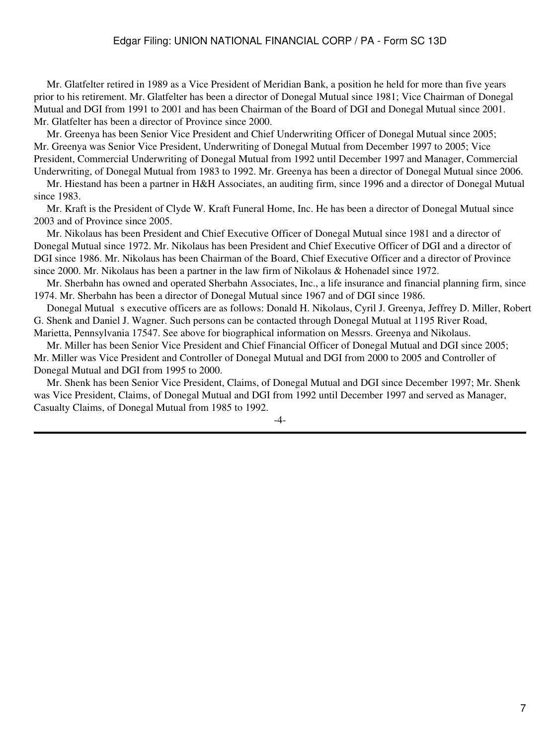Mr. Glatfelter retired in 1989 as a Vice President of Meridian Bank, a position he held for more than five years prior to his retirement. Mr. Glatfelter has been a director of Donegal Mutual since 1981; Vice Chairman of Donegal Mutual and DGI from 1991 to 2001 and has been Chairman of the Board of DGI and Donegal Mutual since 2001. Mr. Glatfelter has been a director of Province since 2000.

Mr. Greenya has been Senior Vice President and Chief Underwriting Officer of Donegal Mutual since 2005; Mr. Greenya was Senior Vice President, Underwriting of Donegal Mutual from December 1997 to 2005; Vice President, Commercial Underwriting of Donegal Mutual from 1992 until December 1997 and Manager, Commercial Underwriting, of Donegal Mutual from 1983 to 1992. Mr. Greenya has been a director of Donegal Mutual since 2006.

Mr. Hiestand has been a partner in H&H Associates, an auditing firm, since 1996 and a director of Donegal Mutual since 1983.

Mr. Kraft is the President of Clyde W. Kraft Funeral Home, Inc. He has been a director of Donegal Mutual since 2003 and of Province since 2005.

Mr. Nikolaus has been President and Chief Executive Officer of Donegal Mutual since 1981 and a director of Donegal Mutual since 1972. Mr. Nikolaus has been President and Chief Executive Officer of DGI and a director of DGI since 1986. Mr. Nikolaus has been Chairman of the Board, Chief Executive Officer and a director of Province since 2000. Mr. Nikolaus has been a partner in the law firm of Nikolaus & Hohenadel since 1972.

Mr. Sherbahn has owned and operated Sherbahn Associates, Inc., a life insurance and financial planning firm, since 1974. Mr. Sherbahn has been a director of Donegal Mutual since 1967 and of DGI since 1986.

Donegal Mutual s executive officers are as follows: Donald H. Nikolaus, Cyril J. Greenya, Jeffrey D. Miller, Robert G. Shenk and Daniel J. Wagner. Such persons can be contacted through Donegal Mutual at 1195 River Road, Marietta, Pennsylvania 17547. See above for biographical information on Messrs. Greenya and Nikolaus.

Mr. Miller has been Senior Vice President and Chief Financial Officer of Donegal Mutual and DGI since 2005; Mr. Miller was Vice President and Controller of Donegal Mutual and DGI from 2000 to 2005 and Controller of Donegal Mutual and DGI from 1995 to 2000.

Mr. Shenk has been Senior Vice President, Claims, of Donegal Mutual and DGI since December 1997; Mr. Shenk was Vice President, Claims, of Donegal Mutual and DGI from 1992 until December 1997 and served as Manager, Casualty Claims, of Donegal Mutual from 1985 to 1992.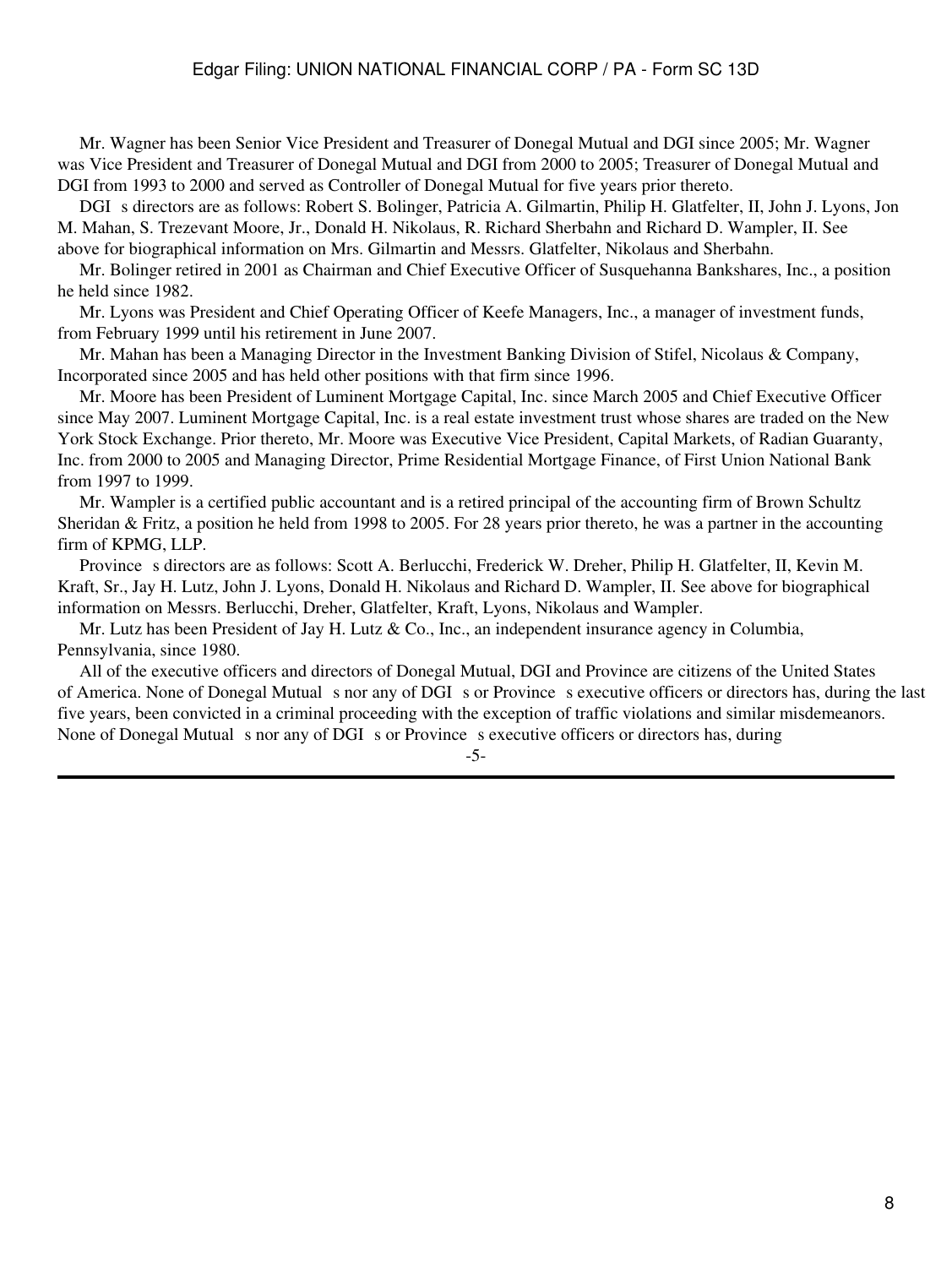Mr. Wagner has been Senior Vice President and Treasurer of Donegal Mutual and DGI since 2005; Mr. Wagner was Vice President and Treasurer of Donegal Mutual and DGI from 2000 to 2005; Treasurer of Donegal Mutual and DGI from 1993 to 2000 and served as Controller of Donegal Mutual for five years prior thereto.

DGI s directors are as follows: Robert S. Bolinger, Patricia A. Gilmartin, Philip H. Glatfelter, II, John J. Lyons, Jon M. Mahan, S. Trezevant Moore, Jr., Donald H. Nikolaus, R. Richard Sherbahn and Richard D. Wampler, II. See above for biographical information on Mrs. Gilmartin and Messrs. Glatfelter, Nikolaus and Sherbahn.

Mr. Bolinger retired in 2001 as Chairman and Chief Executive Officer of Susquehanna Bankshares, Inc., a position he held since 1982.

Mr. Lyons was President and Chief Operating Officer of Keefe Managers, Inc., a manager of investment funds, from February 1999 until his retirement in June 2007.

Mr. Mahan has been a Managing Director in the Investment Banking Division of Stifel, Nicolaus & Company, Incorporated since 2005 and has held other positions with that firm since 1996.

Mr. Moore has been President of Luminent Mortgage Capital, Inc. since March 2005 and Chief Executive Officer since May 2007. Luminent Mortgage Capital, Inc. is a real estate investment trust whose shares are traded on the New York Stock Exchange. Prior thereto, Mr. Moore was Executive Vice President, Capital Markets, of Radian Guaranty, Inc. from 2000 to 2005 and Managing Director, Prime Residential Mortgage Finance, of First Union National Bank from 1997 to 1999.

Mr. Wampler is a certified public accountant and is a retired principal of the accounting firm of Brown Schultz Sheridan & Fritz, a position he held from 1998 to 2005. For 28 years prior thereto, he was a partner in the accounting firm of KPMG, LLP.

Province s directors are as follows: Scott A. Berlucchi, Frederick W. Dreher, Philip H. Glatfelter, II, Kevin M. Kraft, Sr., Jay H. Lutz, John J. Lyons, Donald H. Nikolaus and Richard D. Wampler, II. See above for biographical information on Messrs. Berlucchi, Dreher, Glatfelter, Kraft, Lyons, Nikolaus and Wampler.

Mr. Lutz has been President of Jay H. Lutz & Co., Inc., an independent insurance agency in Columbia, Pennsylvania, since 1980.

All of the executive officers and directors of Donegal Mutual, DGI and Province are citizens of the United States of America. None of Donegal Mutual s nor any of DGI s or Province s executive officers or directors has, during the last five years, been convicted in a criminal proceeding with the exception of traffic violations and similar misdemeanors. None of Donegal Mutual s nor any of DGI s or Province s executive officers or directors has, during

-5-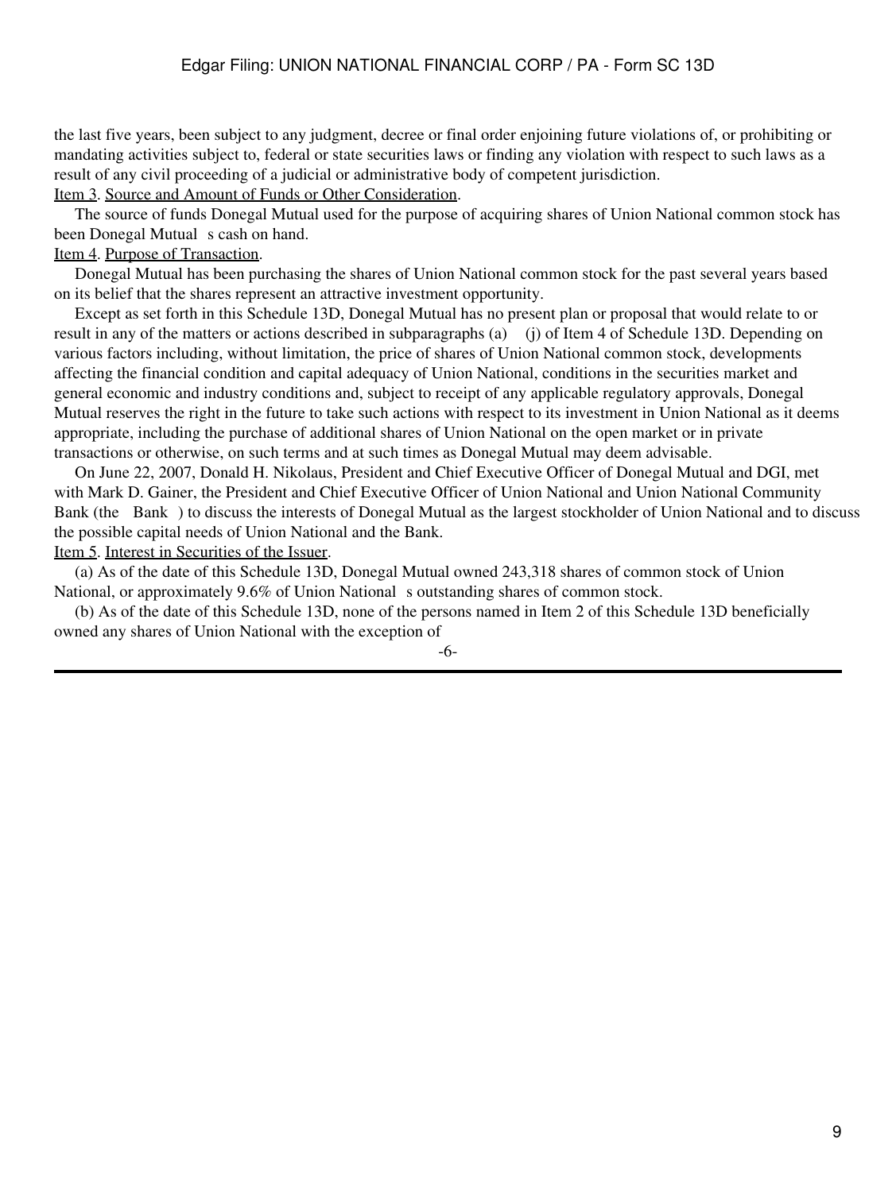the last five years, been subject to any judgment, decree or final order enjoining future violations of, or prohibiting or mandating activities subject to, federal or state securities laws or finding any violation with respect to such laws as a result of any civil proceeding of a judicial or administrative body of competent jurisdiction.

Item 3. Source and Amount of Funds or Other Consideration.

The source of funds Donegal Mutual used for the purpose of acquiring shares of Union National common stock has been Donegal Mutual s cash on hand.

Item 4. Purpose of Transaction.

Donegal Mutual has been purchasing the shares of Union National common stock for the past several years based on its belief that the shares represent an attractive investment opportunity.

Except as set forth in this Schedule 13D, Donegal Mutual has no present plan or proposal that would relate to or result in any of the matters or actions described in subparagraphs (a) (j) of Item 4 of Schedule 13D. Depending on various factors including, without limitation, the price of shares of Union National common stock, developments affecting the financial condition and capital adequacy of Union National, conditions in the securities market and general economic and industry conditions and, subject to receipt of any applicable regulatory approvals, Donegal Mutual reserves the right in the future to take such actions with respect to its investment in Union National as it deems appropriate, including the purchase of additional shares of Union National on the open market or in private transactions or otherwise, on such terms and at such times as Donegal Mutual may deem advisable.

On June 22, 2007, Donald H. Nikolaus, President and Chief Executive Officer of Donegal Mutual and DGI, met with Mark D. Gainer, the President and Chief Executive Officer of Union National and Union National Community Bank (the Bank ) to discuss the interests of Donegal Mutual as the largest stockholder of Union National and to discuss the possible capital needs of Union National and the Bank.

Item 5. Interest in Securities of the Issuer.

(a) As of the date of this Schedule 13D, Donegal Mutual owned 243,318 shares of common stock of Union National, or approximately 9.6% of Union National s outstanding shares of common stock.

(b) As of the date of this Schedule 13D, none of the persons named in Item 2 of this Schedule 13D beneficially owned any shares of Union National with the exception of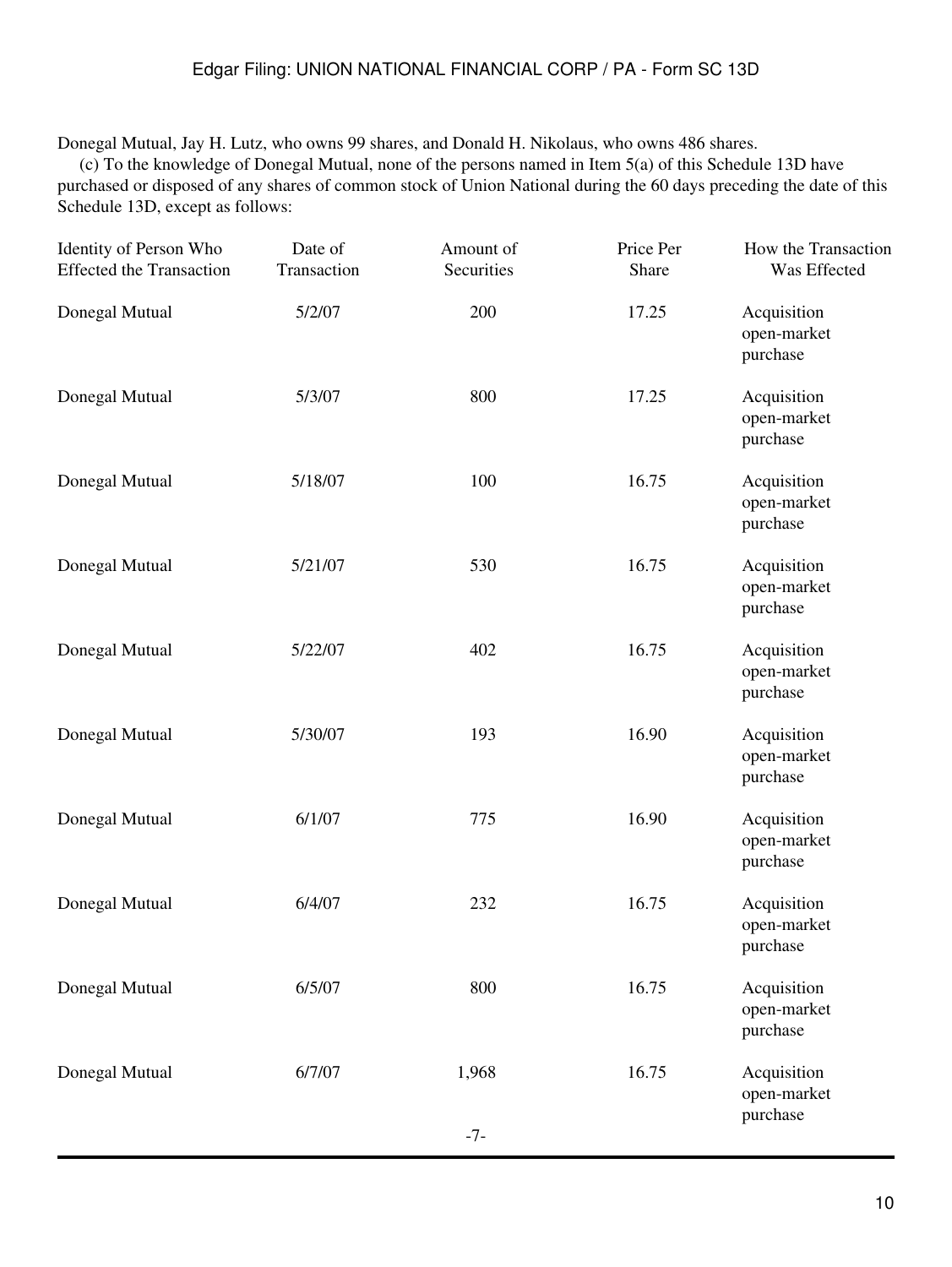Donegal Mutual, Jay H. Lutz, who owns 99 shares, and Donald H. Nikolaus, who owns 486 shares.

(c) To the knowledge of Donegal Mutual, none of the persons named in Item 5(a) of this Schedule 13D have purchased or disposed of any shares of common stock of Union National during the 60 days preceding the date of this Schedule 13D, except as follows:

| Identity of Person Who Effected the Transaction | Date of Transaction | Amount of Securities | Price Per Share | How the Transaction Was Effected |
|---|---|---|---|---|
| Donegal Mutual | 5/2/07 | 200 | 17.25 | Acquisition open-market purchase |
| Donegal Mutual | 5/3/07 | 800 | 17.25 | Acquisition open-market purchase |
| Donegal Mutual | 5/18/07 | 100 | 16.75 | Acquisition open-market purchase |
| Donegal Mutual | 5/21/07 | 530 | 16.75 | Acquisition open-market purchase |
| Donegal Mutual | 5/22/07 | 402 | 16.75 | Acquisition open-market purchase |
| Donegal Mutual | 5/30/07 | 193 | 16.90 | Acquisition open-market purchase |
| Donegal Mutual | 6/1/07 | 775 | 16.90 | Acquisition open-market purchase |
| Donegal Mutual | 6/4/07 | 232 | 16.75 | Acquisition open-market purchase |
| Donegal Mutual | 6/5/07 | 800 | 16.75 | Acquisition open-market purchase |
| Donegal Mutual | 6/7/07 | 1,968 | 16.75 | Acquisition open-market purchase |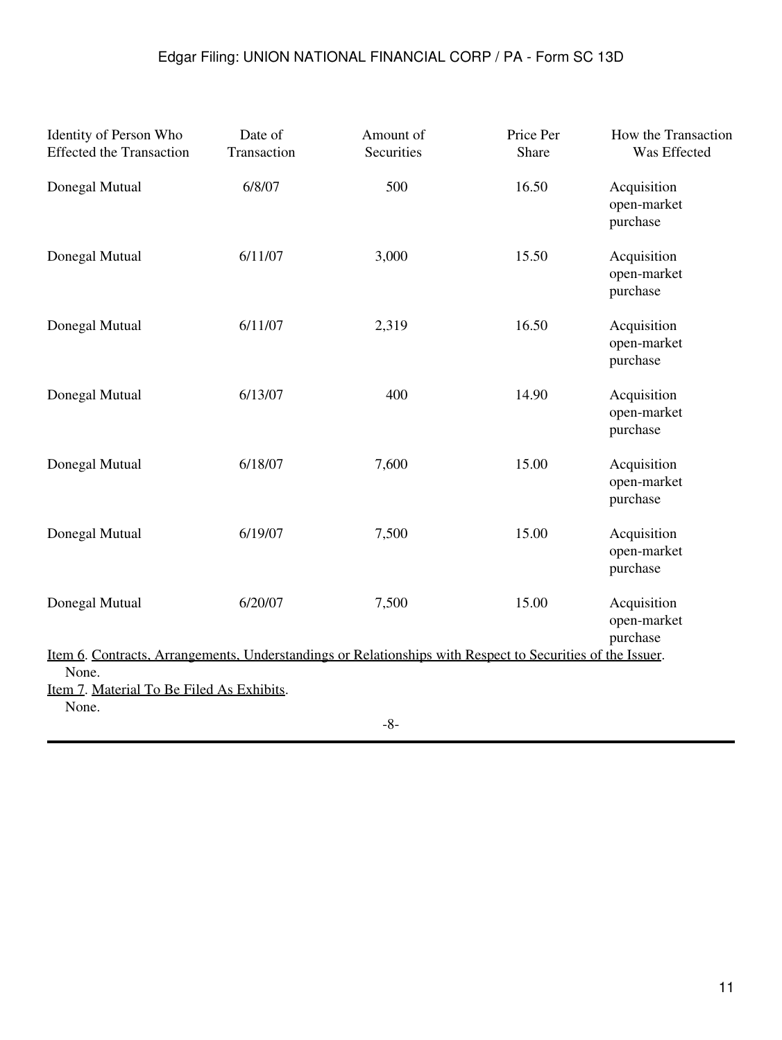| Identity of Person Who Effected the Transaction | Date of Transaction | Amount of Securities | Price Per Share | How the Transaction Was Effected |
| --- | --- | --- | --- | --- |
| Donegal Mutual | 6/8/07 | 500 | 16.50 | Acquisition open-market purchase |
| Donegal Mutual | 6/11/07 | 3,000 | 15.50 | Acquisition open-market purchase |
| Donegal Mutual | 6/11/07 | 2,319 | 16.50 | Acquisition open-market purchase |
| Donegal Mutual | 6/13/07 | 400 | 14.90 | Acquisition open-market purchase |
| Donegal Mutual | 6/18/07 | 7,600 | 15.00 | Acquisition open-market purchase |
| Donegal Mutual | 6/19/07 | 7,500 | 15.00 | Acquisition open-market purchase |
| Donegal Mutual | 6/20/07 | 7,500 | 15.00 | Acquisition open-market purchase |

Item 6. Contracts, Arrangements, Understandings or Relationships with Respect to Securities of the Issuer.

None.

Item 7. Material To Be Filed As Exhibits.

None.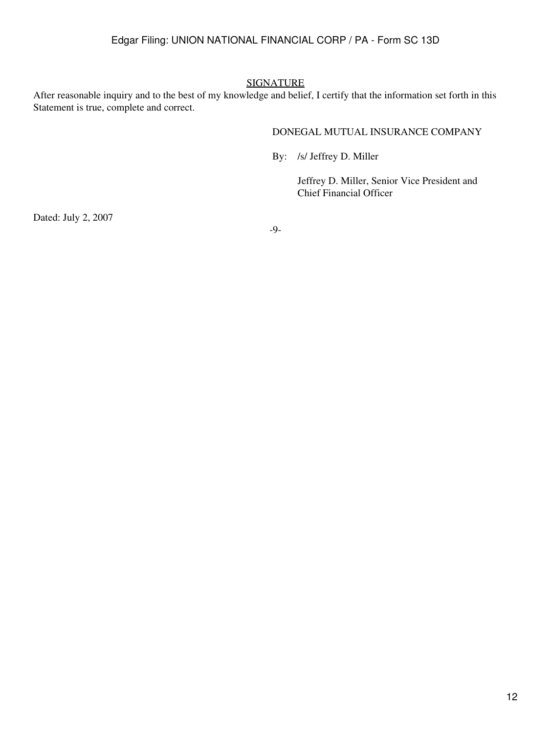## SIGNATURE

After reasonable inquiry and to the best of my knowledge and belief, I certify that the information set forth in this Statement is true, complete and correct.

DONEGAL MUTUAL INSURANCE COMPANY

By: /s/ Jeffrey D. Miller

Jeffrey D. Miller, Senior Vice President and Chief Financial Officer

Dated: July 2, 2007